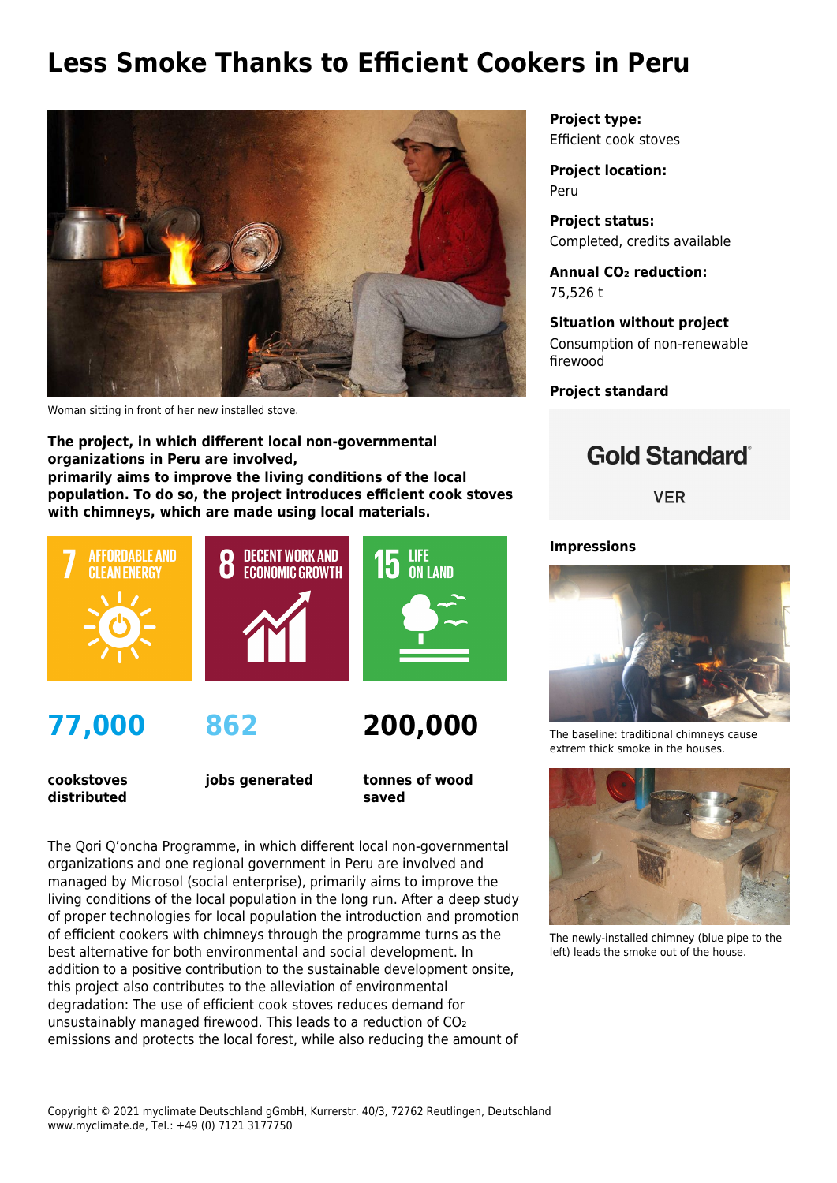# Less Smoke Thanks to Efficient Cookers in Peru

Woman sitting in front of her new installed stove.

**The project, in which different local non-governmental organizations in Peru are involved, primarily aims to improve the living conditions of the local population. To do so, the project introduces efficient cook stoves with chimneys, which are made using local materials.**

7 AFFORDABLE AND CLEAN ENERGY

8 DECENT WORK AND ECONOMIC GROWTH

15 LIFE ON LAND

**77,000** cookstoves distributed

**862** jobs generated

**200,000** tonnes of wood saved

The Qori Q'oncha Programme, in which different local non-governmental organizations and one regional government in Peru are involved and managed by Microsol (social enterprise), primarily aims to improve the living conditions of the local population in the long run. After a deep study of proper technologies for local population the introduction and promotion of efficient cookers with chimneys through the programme turns as the best alternative for both environmental and social development. In addition to a positive contribution to the sustainable development onsite, this project also contributes to the alleviation of environmental degradation: The use of efficient cook stoves reduces demand for unsustainably managed firewood. This leads to a reduction of $CO_2$ emissions and protects the local forest, while also reducing the amount of

**Project type:**
Efficient cook stoves

**Project location:**
Peru

**Project status:**
Completed, credits available

**Annual $CO_2$ reduction:**
75,526 t

**Situation without project**
Consumption of non-renewable firewood

**Project standard**

Gold Standard
VER

**Impressions**

The baseline: traditional chimneys cause extrem thick smoke in the houses.

The newly-installed chimney (blue pipe to the left) leads the smoke out of the house.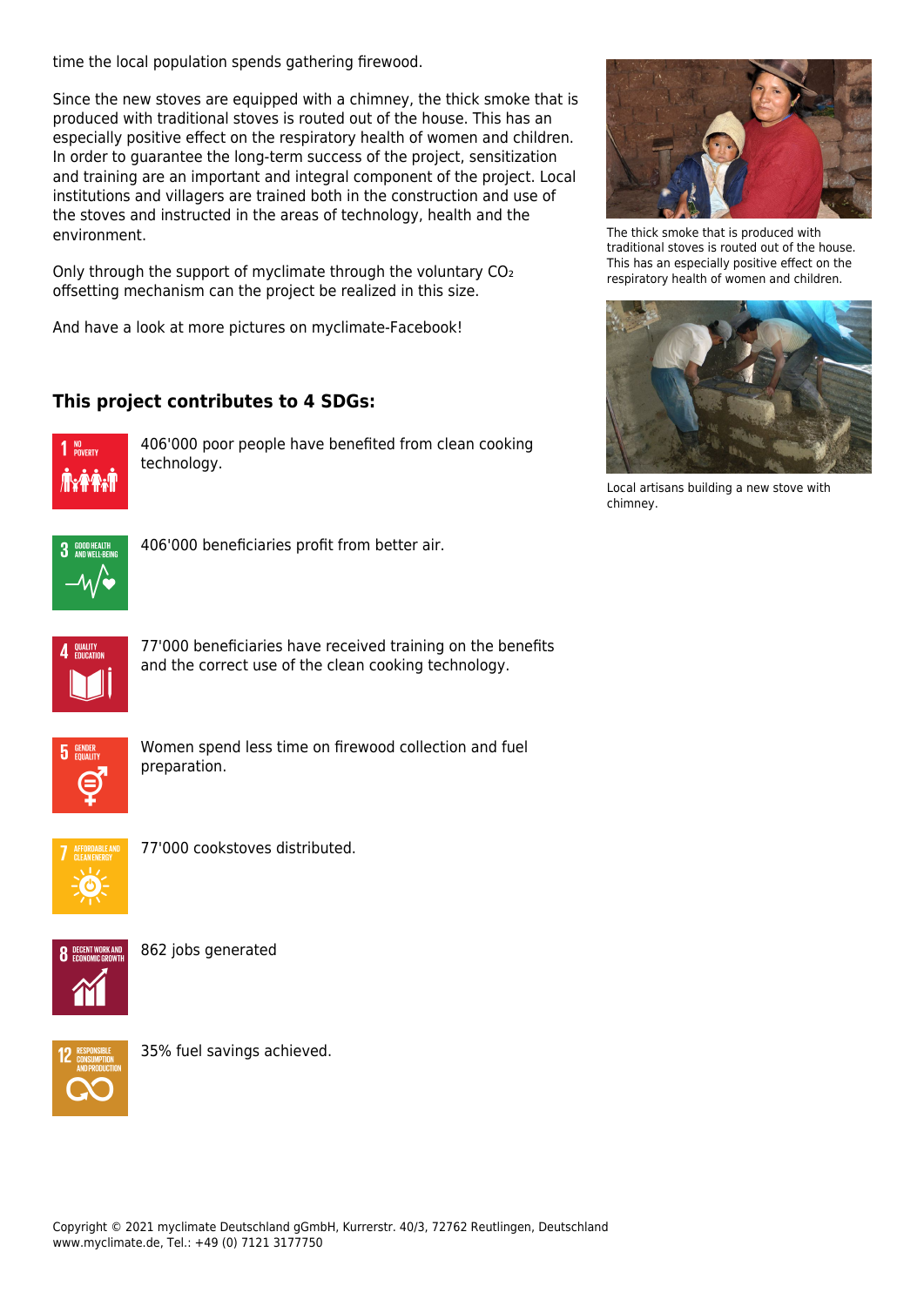time the local population spends gathering firewood.

Since the new stoves are equipped with a chimney, the thick smoke that is produced with traditional stoves is routed out of the house. This has an especially positive effect on the respiratory health of women and children. In order to guarantee the long-term success of the project, sensitization and training are an important and integral component of the project. Local institutions and villagers are trained both in the construction and use of the stoves and instructed in the areas of technology, health and the environment.

Only through the support of myclimate through the voluntary $CO_2$ offsetting mechanism can the project be realized in this size.

And have a look at more pictures on myclimate-Facebook!

The thick smoke that is produced with traditional stoves is routed out of the house. This has an especially positive effect on the respiratory health of women and children.

Local artisans building a new stove with chimney.

### This project contributes to 4 SDGs:

1 NO POVERTY — 406'000 poor people have benefited from clean cooking technology.

3 GOOD HEALTH AND WELL-BEING — 406'000 beneficiaries profit from better air.

4 QUALITY EDUCATION — 77'000 beneficiaries have received training on the benefits and the correct use of the clean cooking technology.

5 GENDER EQUALITY — Women spend less time on firewood collection and fuel preparation.

7 AFFORDABLE AND CLEAN ENERGY — 77'000 cookstoves distributed.

8 DECENT WORK AND ECONOMIC GROWTH — 862 jobs generated

12 RESPONSIBLE CONSUMPTION AND PRODUCTION — 35% fuel savings achieved.

Copyright © 2021 myclimate Deutschland gGmbH, Kurrerstr. 40/3, 72762 Reutlingen, Deutschland
www.myclimate.de, Tel.: +49 (0) 7121 3177750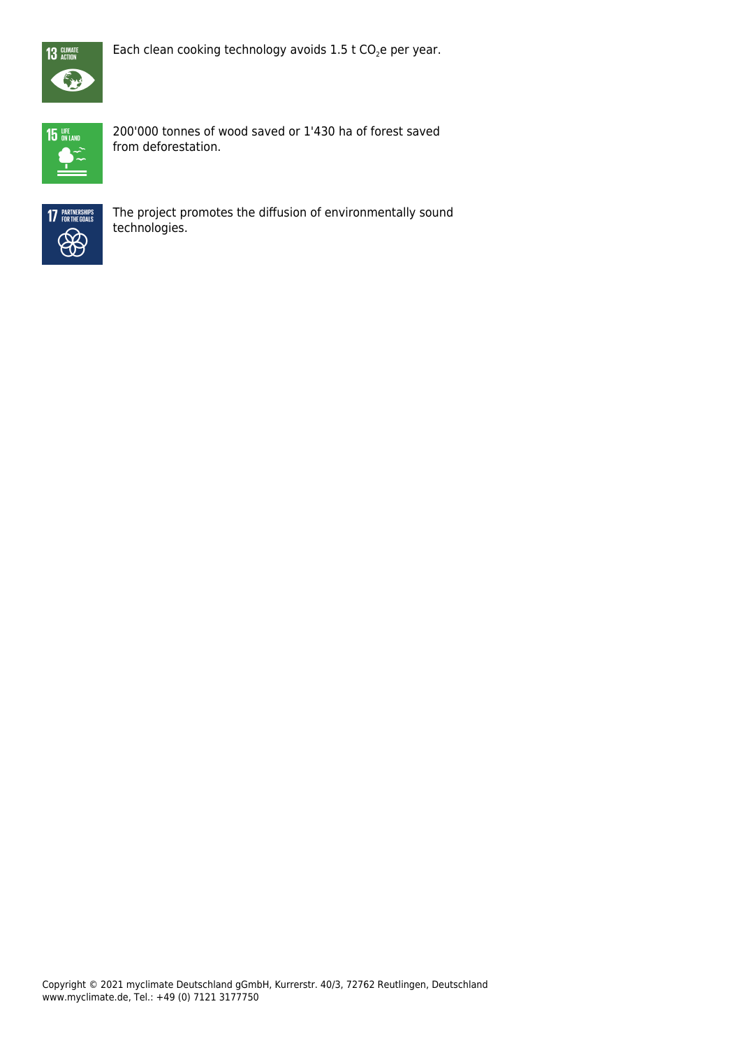Each clean cooking technology avoids 1.5 t $CO_2$e per year.

200'000 tonnes of wood saved or 1'430 ha of forest saved from deforestation.

The project promotes the diffusion of environmentally sound technologies.

Copyright © 2021 myclimate Deutschland gGmbH, Kurrerstr. 40/3, 72762 Reutlingen, Deutschland
www.myclimate.de, Tel.: +49 (0) 7121 3177750